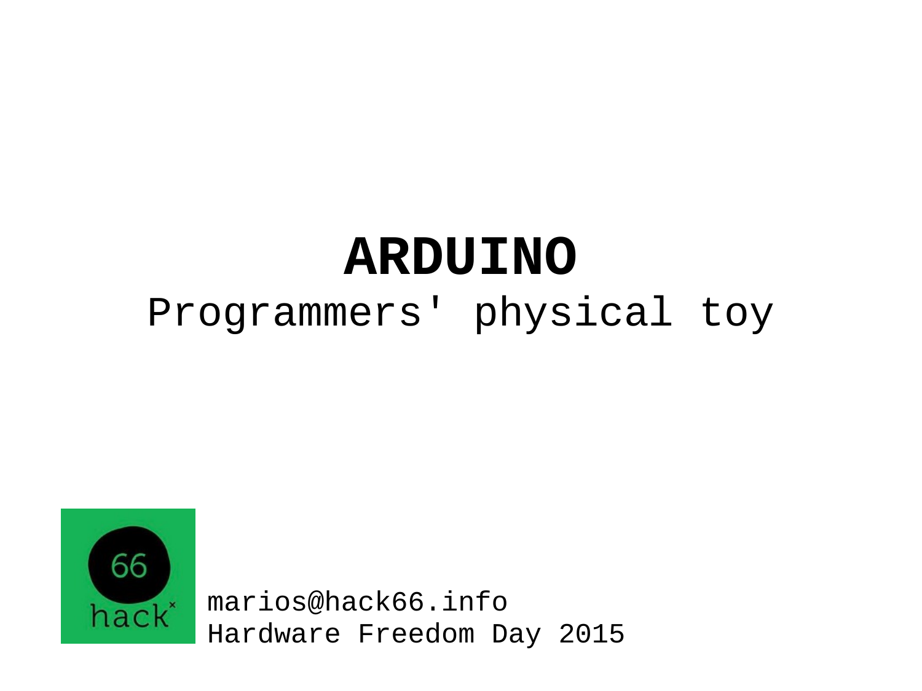# ARDUINO

Programmers' physical toy

marios@hack66.info
Hardware Freedom Day 2015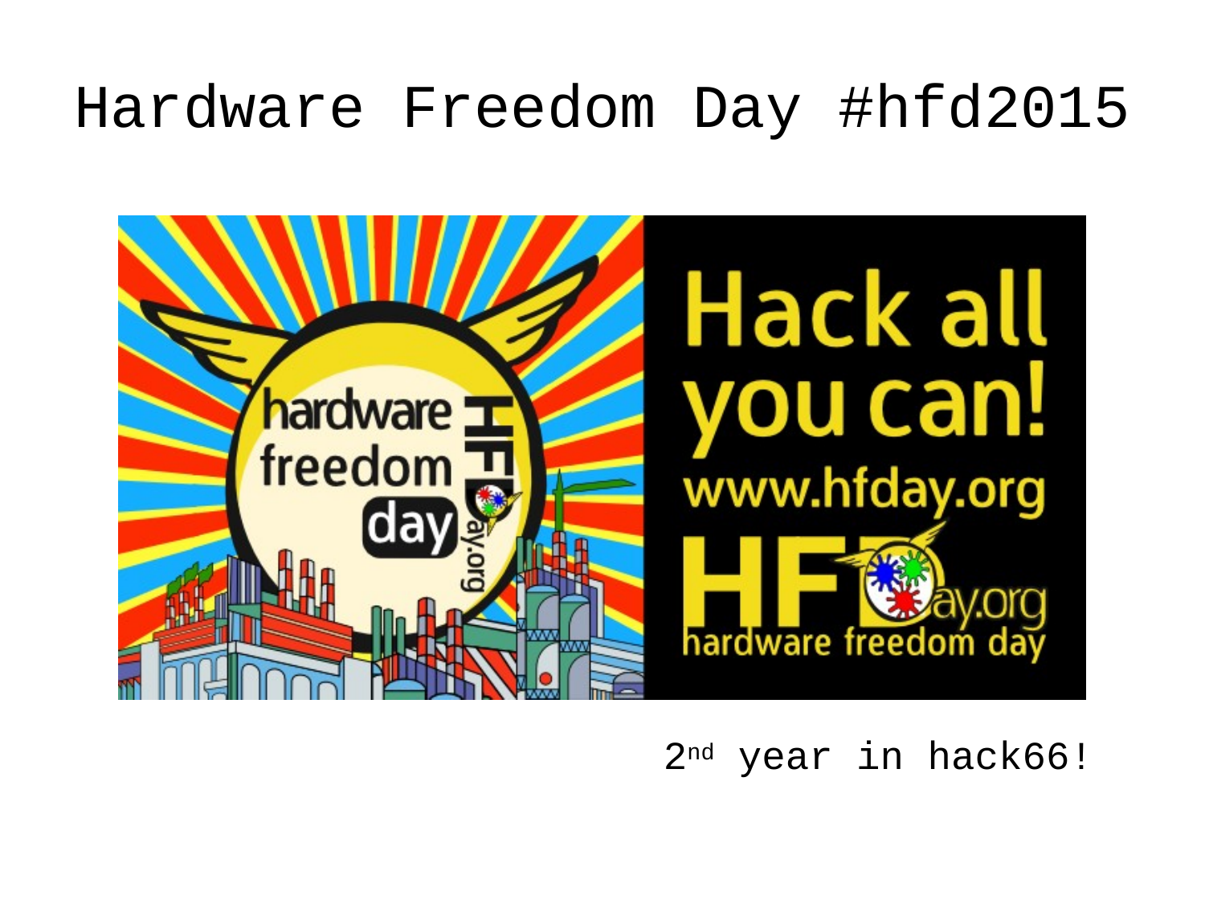# Hardware Freedom Day #hfd2015

2$^{nd}$ year in hack66!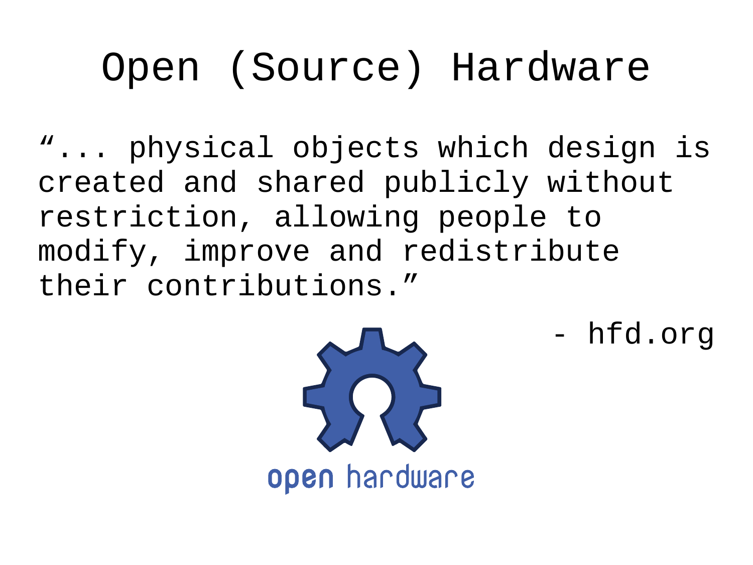# Open (Source) Hardware

“... physical objects which design is created and shared publicly without restriction, allowing people to modify, improve and redistribute their contributions.”

- hfd.org

open hardware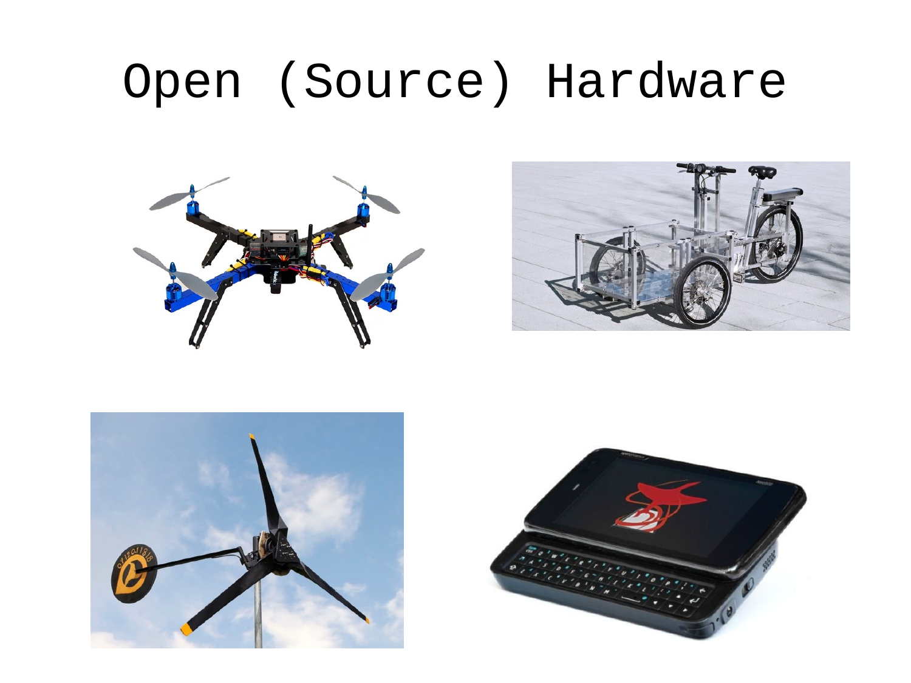# Open (Source) Hardware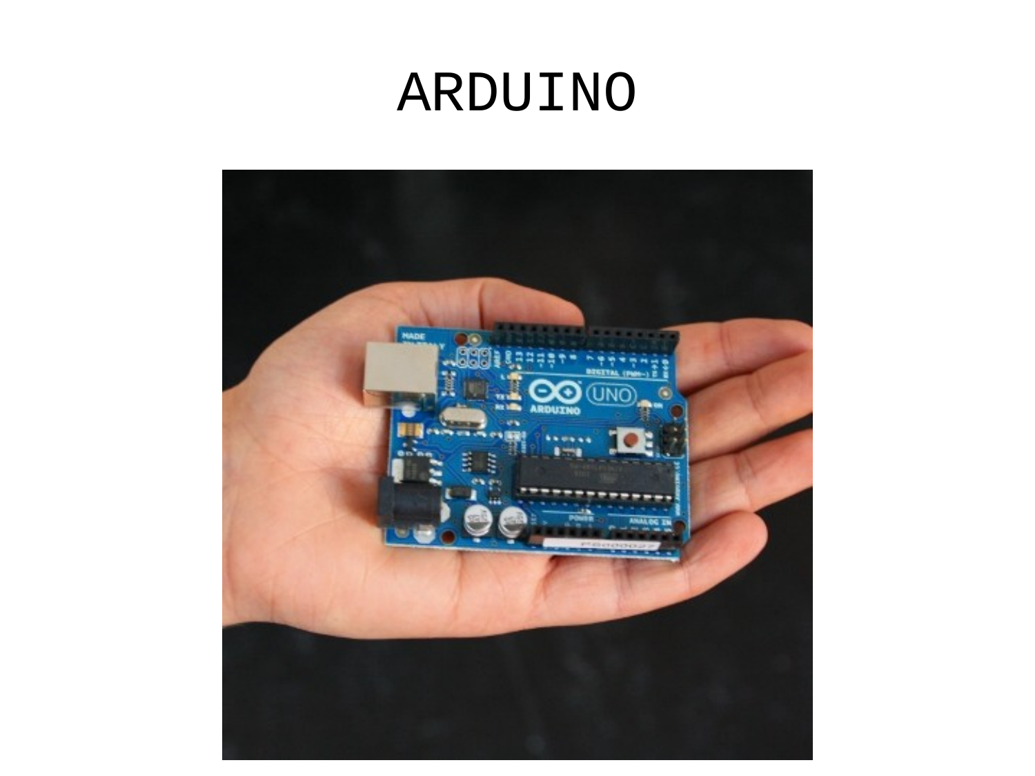# ARDUINO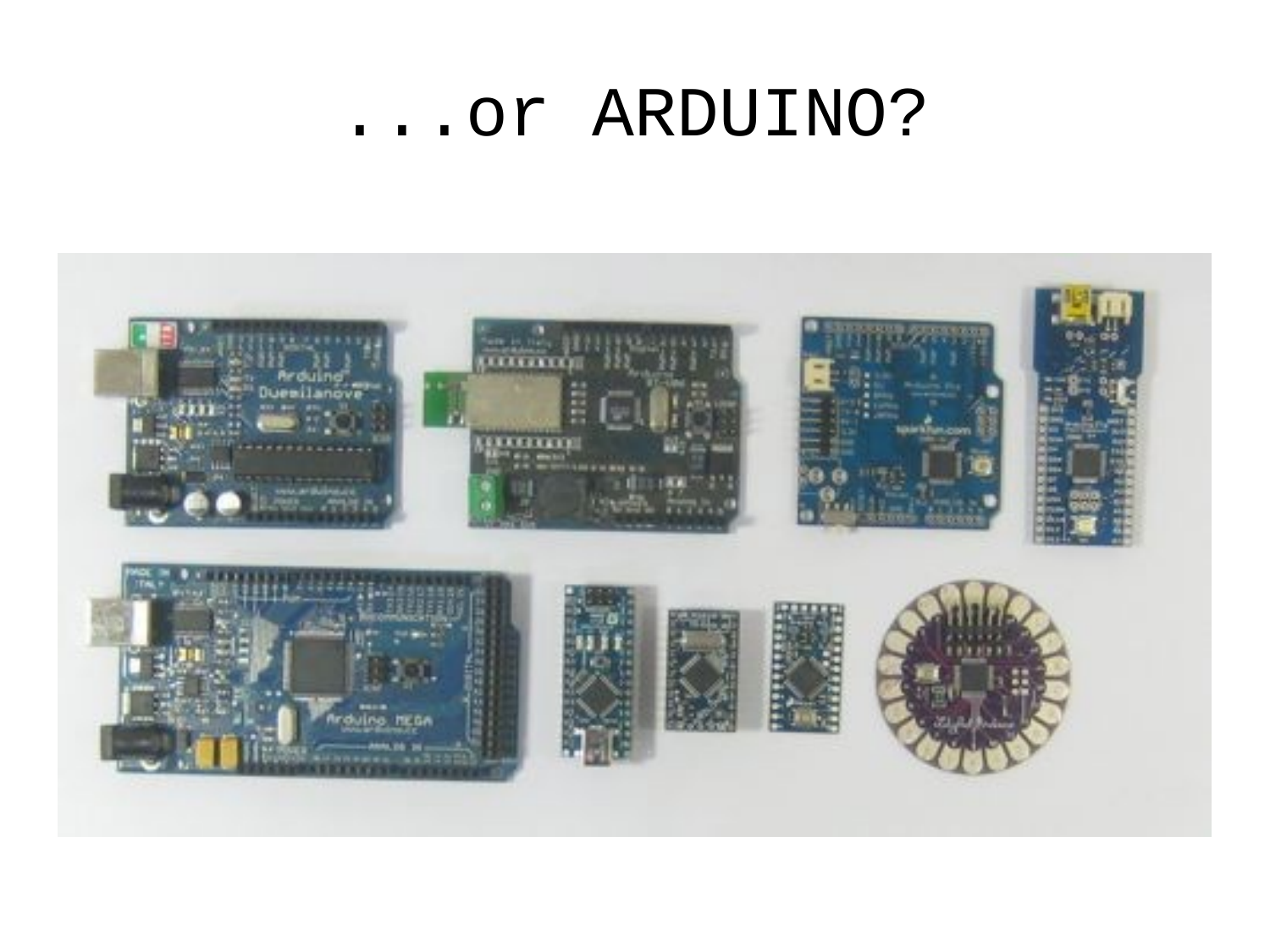# ...or ARDUINO?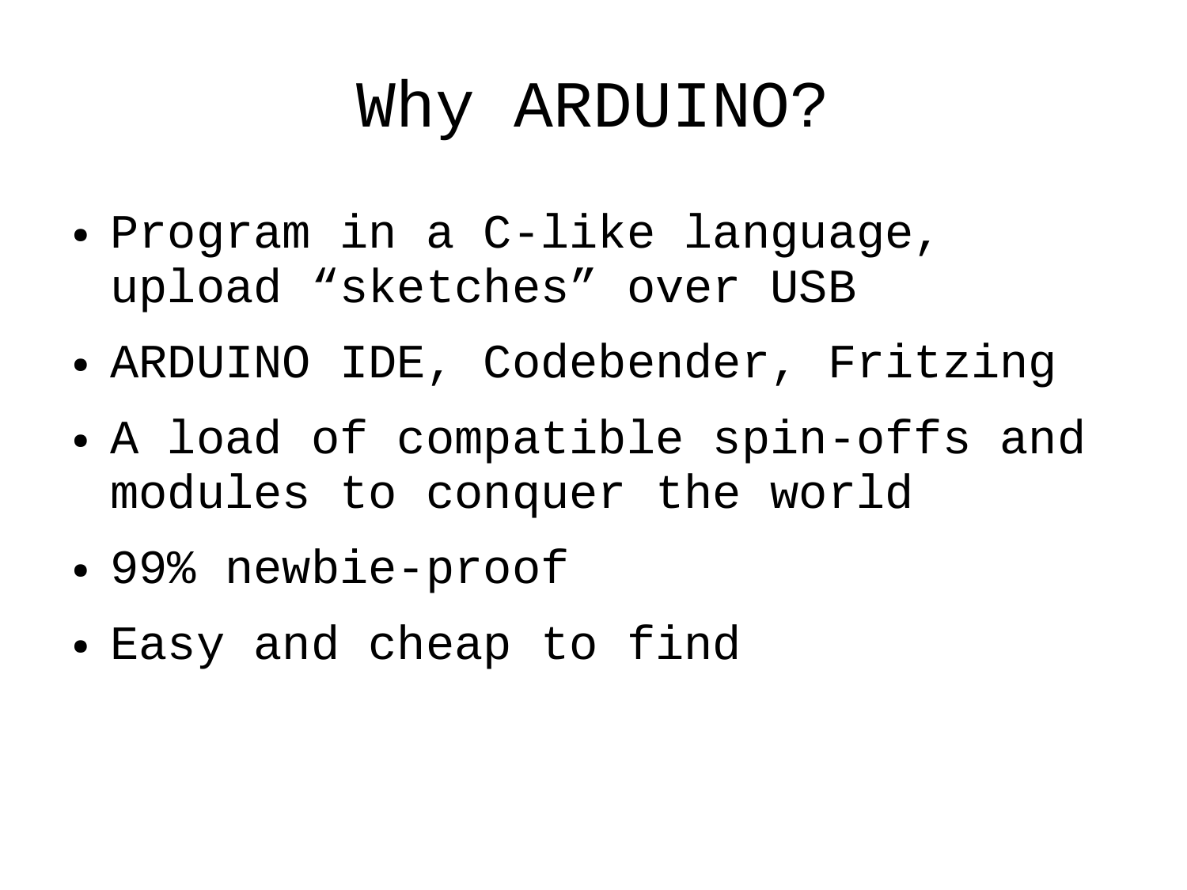# Why ARDUINO?

- Program in a C-like language, upload “sketches” over USB
- ARDUINO IDE, Codebender, Fritzing
- A load of compatible spin-offs and modules to conquer the world
- 99% newbie-proof
- Easy and cheap to find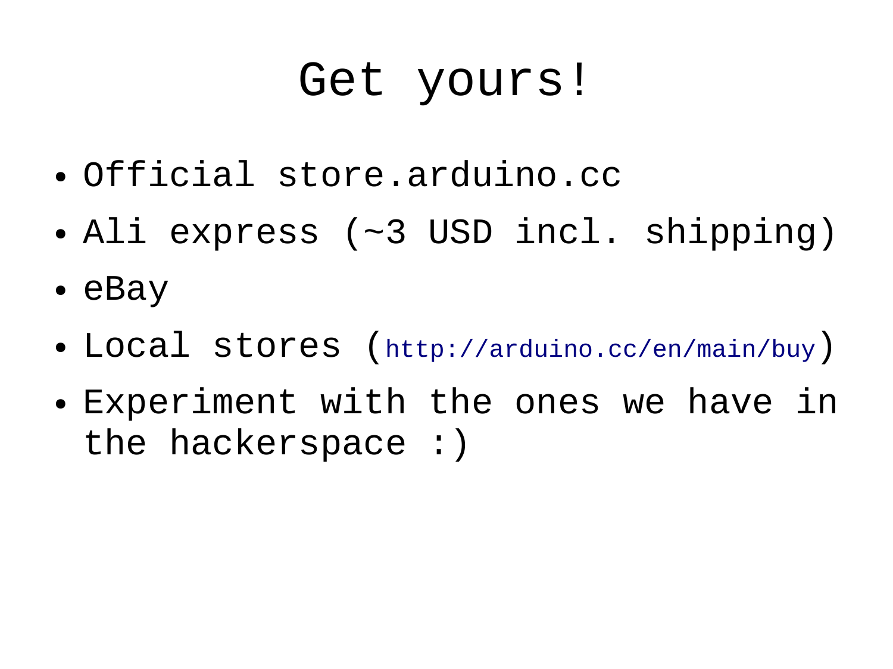# Get yours!

- Official store.arduino.cc
- Ali express (~3 USD incl. shipping)
- eBay
- Local stores (http://arduino.cc/en/main/buy)
- Experiment with the ones we have in the hackerspace :)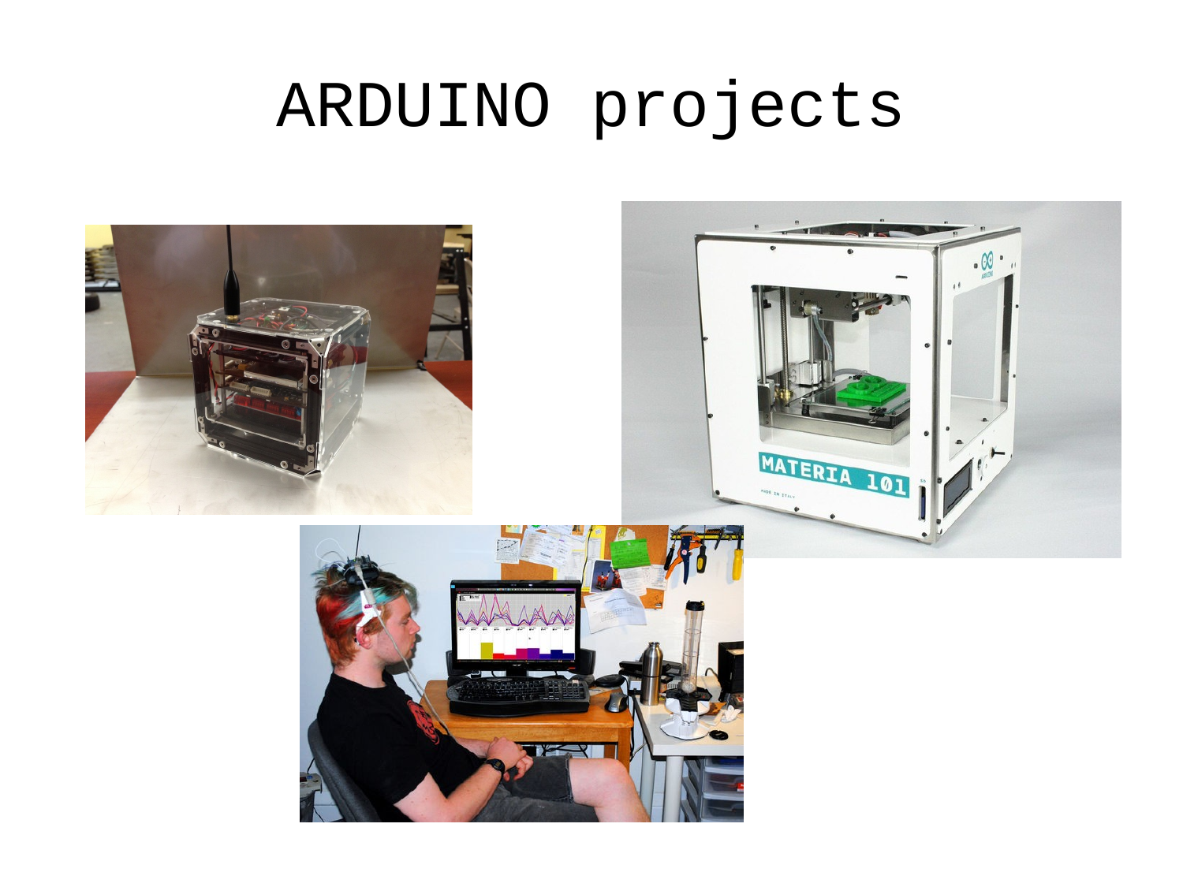# ARDUINO projects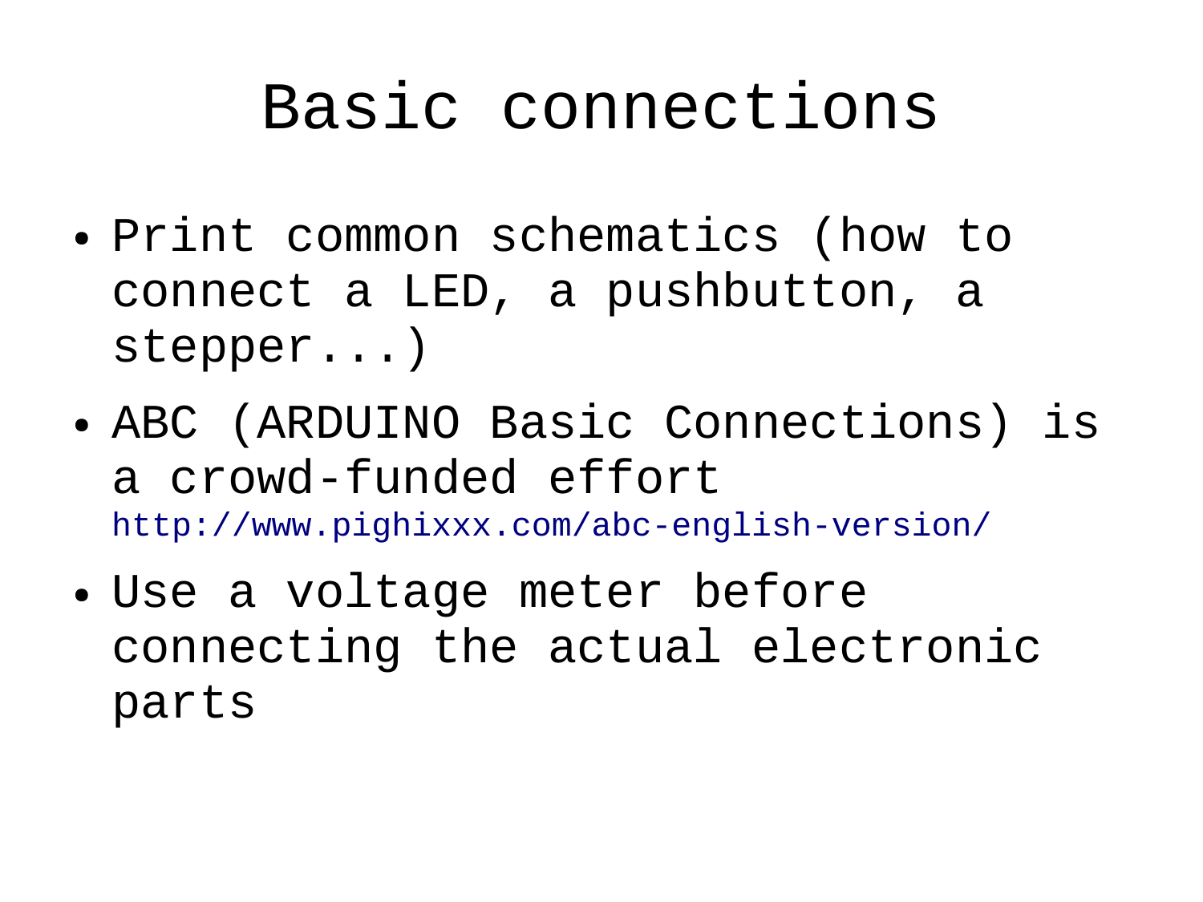# Basic connections

- Print common schematics (how to connect a LED, a pushbutton, a stepper...)
- ABC (ARDUINO Basic Connections) is a crowd-funded effort http://www.pighixxx.com/abc-english-version/
- Use a voltage meter before connecting the actual electronic parts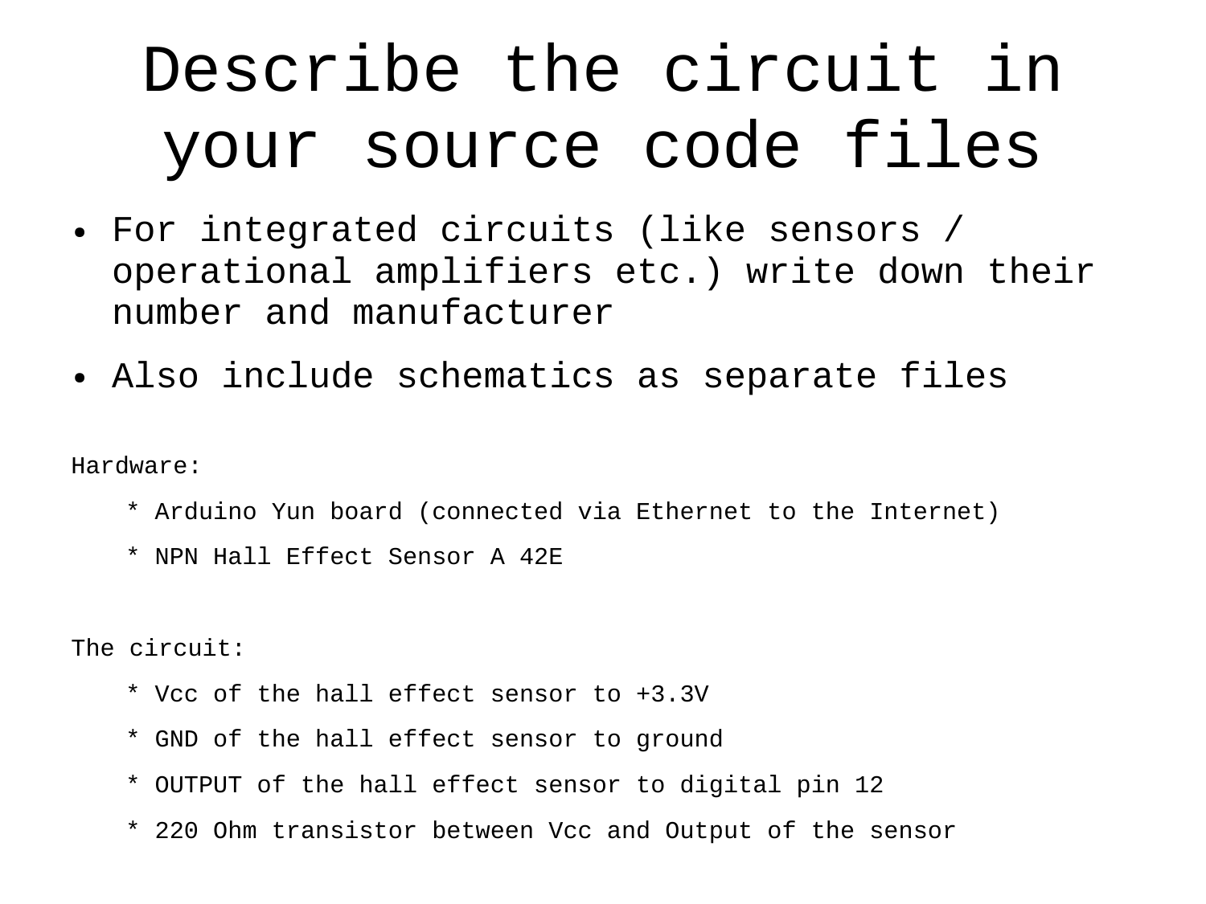# Describe the circuit in your source code files

- For integrated circuits (like sensors / operational amplifiers etc.) write down their number and manufacturer
- Also include schematics as separate files

```
Hardware:
    * Arduino Yun board (connected via Ethernet to the Internet)
    * NPN Hall Effect Sensor A 42E

The circuit:
    * Vcc of the hall effect sensor to +3.3V
    * GND of the hall effect sensor to ground
    * OUTPUT of the hall effect sensor to digital pin 12
    * 220 Ohm transistor between Vcc and Output of the sensor
```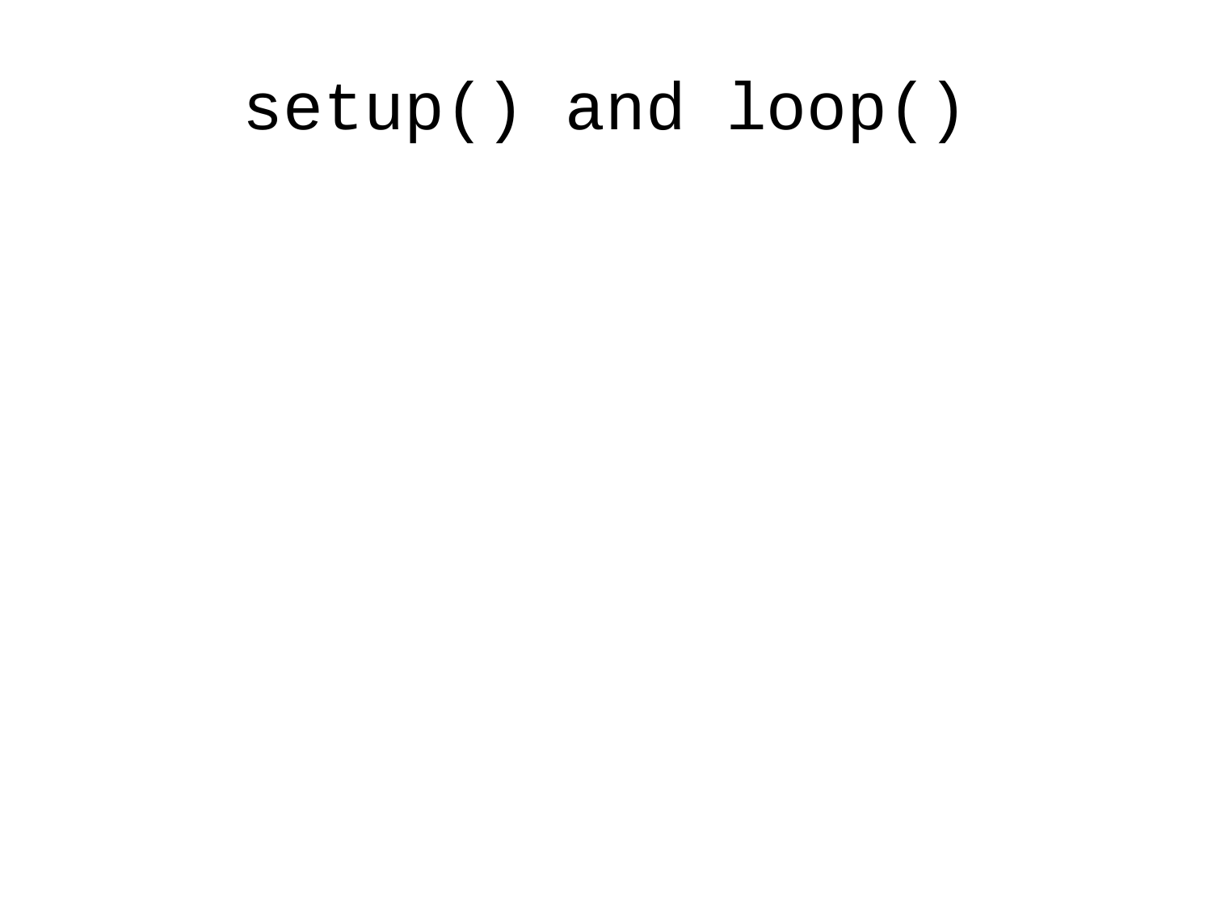# setup() and loop()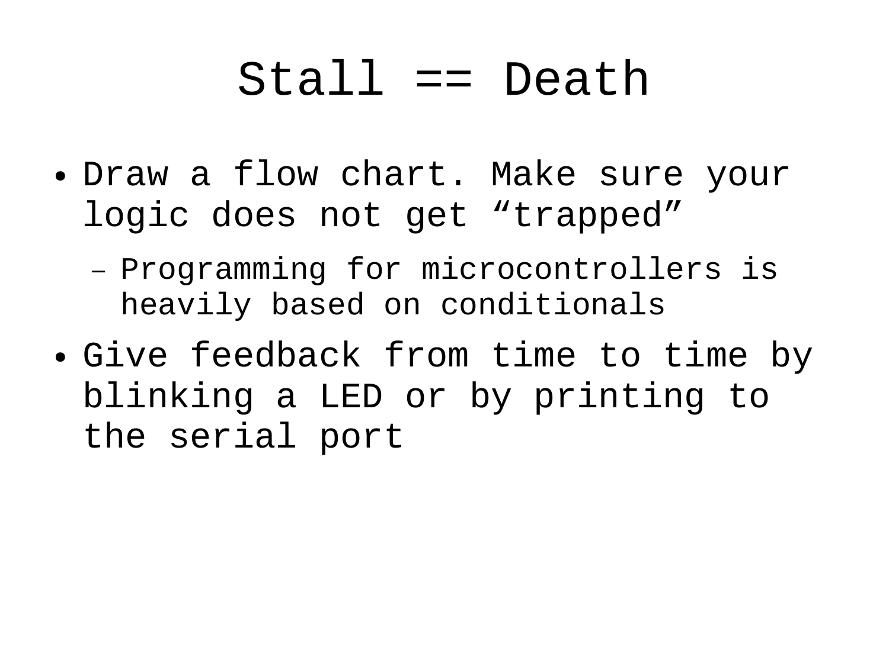# Stall == Death

- Draw a flow chart. Make sure your logic does not get “trapped”
  - Programming for microcontrollers is heavily based on conditionals
- Give feedback from time to time by blinking a LED or by printing to the serial port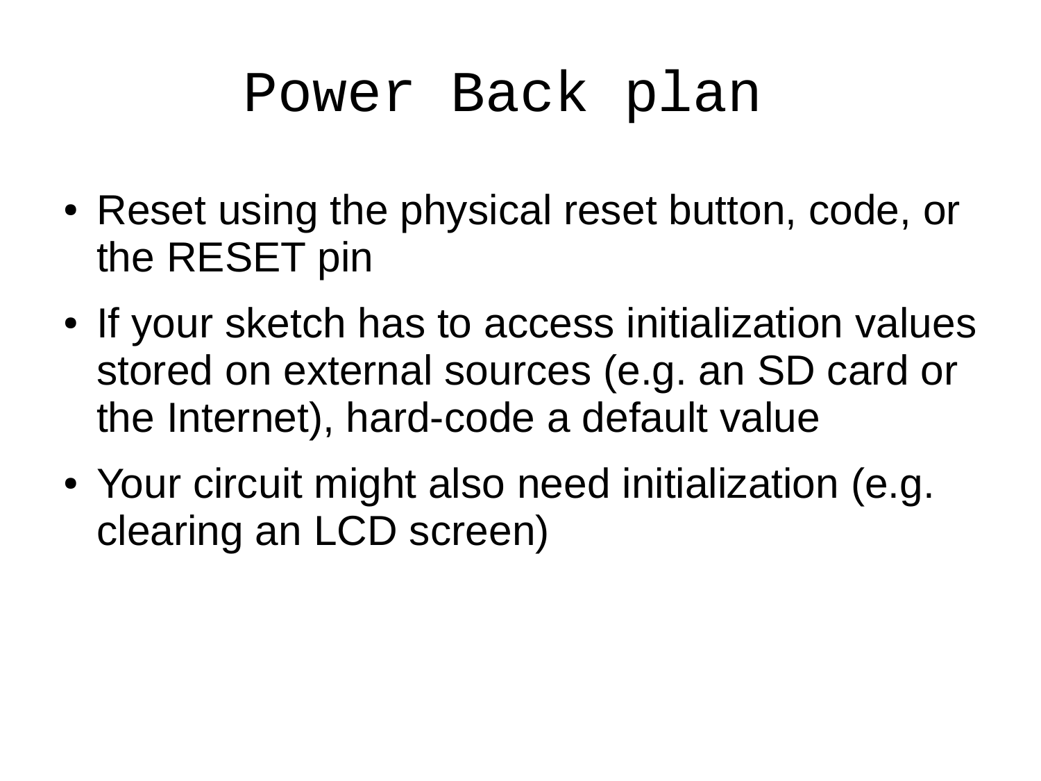# Power Back plan

- Reset using the physical reset button, code, or the RESET pin
- If your sketch has to access initialization values stored on external sources (e.g. an SD card or the Internet), hard-code a default value
- Your circuit might also need initialization (e.g. clearing an LCD screen)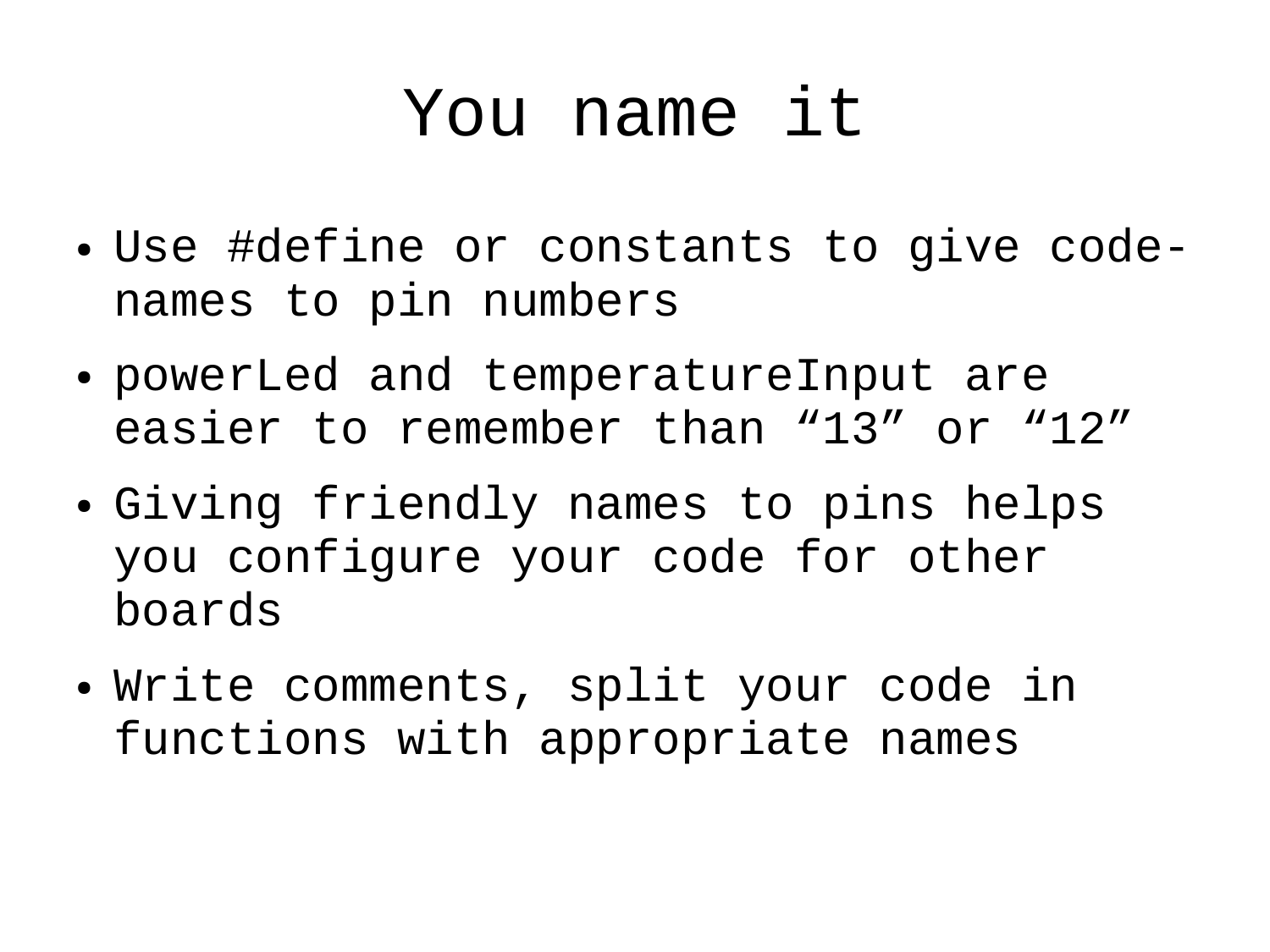# You name it

- Use #define or constants to give code-names to pin numbers
- powerLed and temperatureInput are easier to remember than “13” or “12”
- Giving friendly names to pins helps you configure your code for other boards
- Write comments, split your code in functions with appropriate names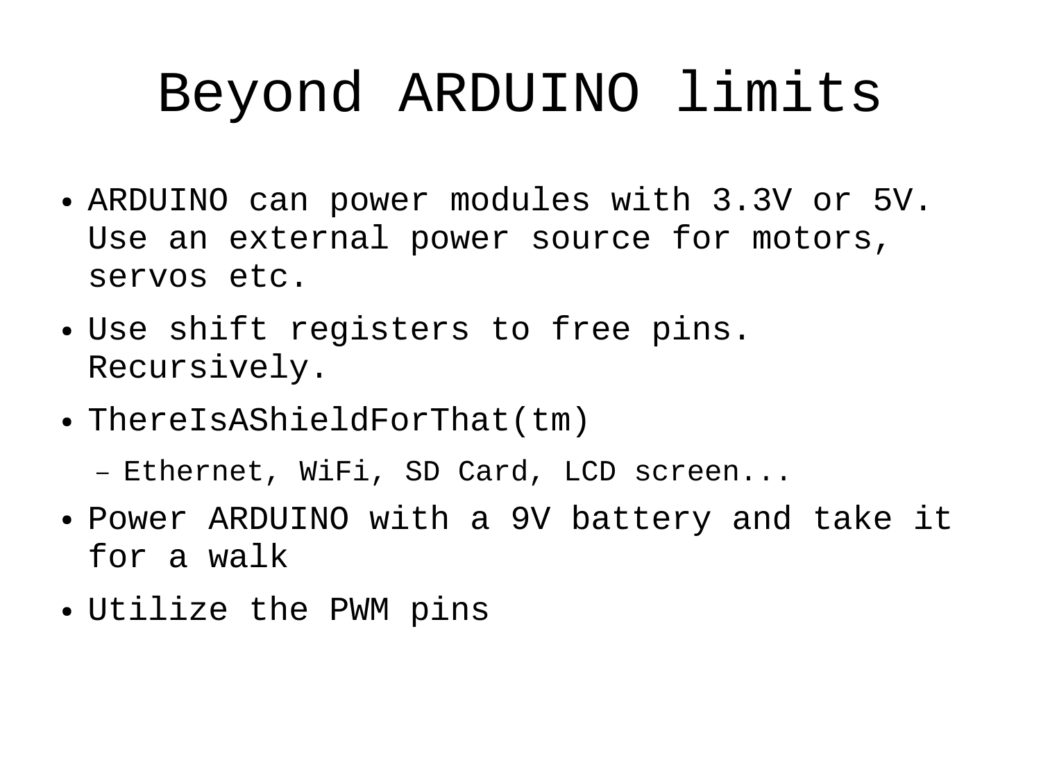# Beyond ARDUINO limits

- ARDUINO can power modules with 3.3V or 5V. Use an external power source for motors, servos etc.
- Use shift registers to free pins. Recursively.
- ThereIsAShieldForThat(tm)
  - Ethernet, WiFi, SD Card, LCD screen...
- Power ARDUINO with a 9V battery and take it for a walk
- Utilize the PWM pins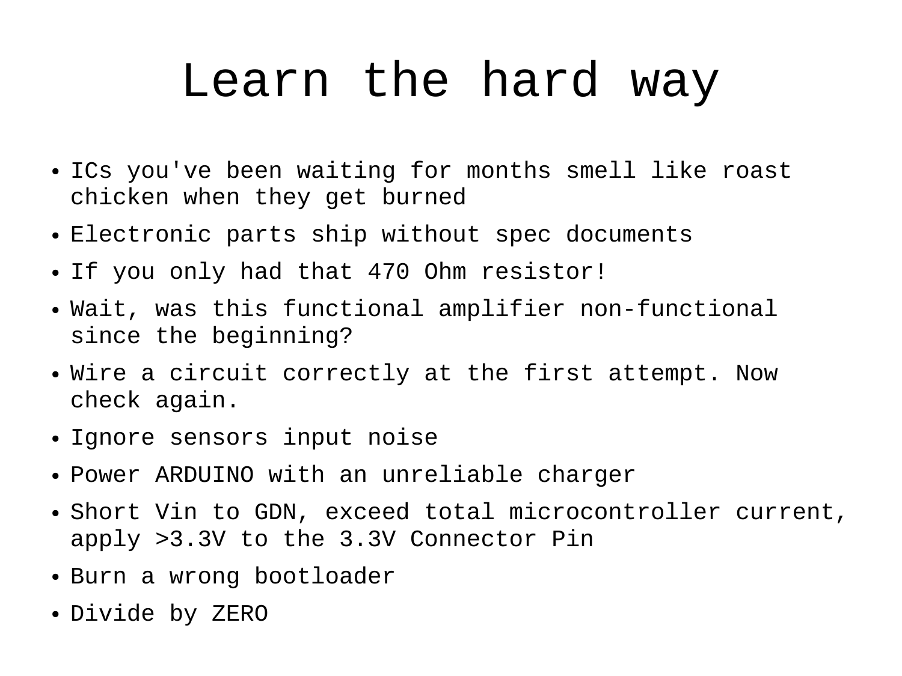# Learn the hard way

- ICs you've been waiting for months smell like roast chicken when they get burned
- Electronic parts ship without spec documents
- If you only had that 470 Ohm resistor!
- Wait, was this functional amplifier non-functional since the beginning?
- Wire a circuit correctly at the first attempt. Now check again.
- Ignore sensors input noise
- Power ARDUINO with an unreliable charger
- Short Vin to GDN, exceed total microcontroller current, apply >3.3V to the 3.3V Connector Pin
- Burn a wrong bootloader
- Divide by ZERO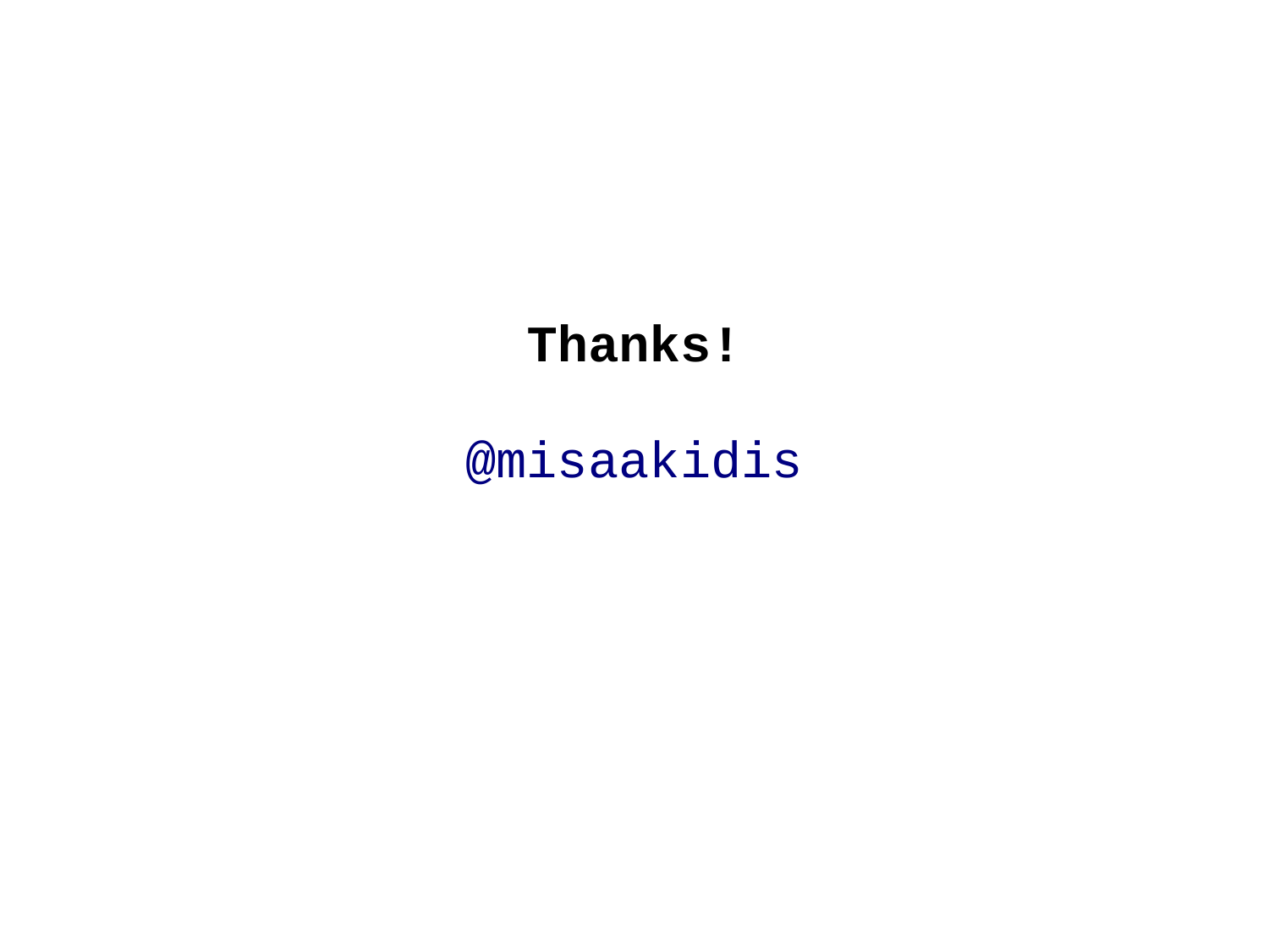**Thanks!**

@misaakidis